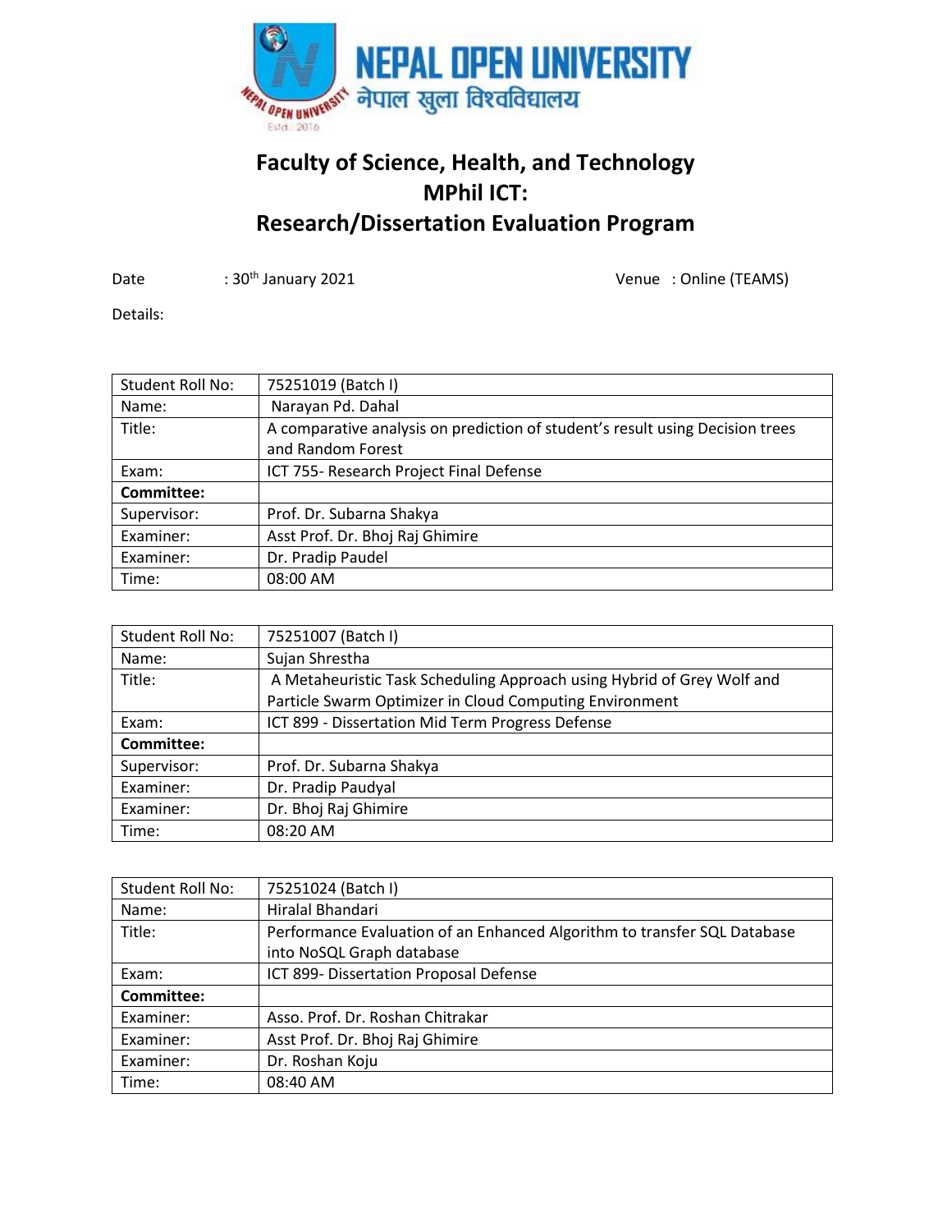NEPAL OPEN UNIVERSITY

नेपाल खुला विश्वविद्यालय

# Faculty of Science, Health, and Technology
# MPhil ICT:
# Research/Dissertation Evaluation Program

Date : 30th January 2021 Venue : Online (TEAMS)

Details:

| Student Roll No: | 75251019 (Batch I) |
|---|---|
| Name: | Narayan Pd. Dahal |
| Title: | A comparative analysis on prediction of student's result using Decision trees and Random Forest |
| Exam: | ICT 755- Research Project Final Defense |
| **Committee:** | |
| Supervisor: | Prof. Dr. Subarna Shakya |
| Examiner: | Asst Prof. Dr. Bhoj Raj Ghimire |
| Examiner: | Dr. Pradip Paudel |
| Time: | 08:00 AM |

| Student Roll No: | 75251007 (Batch I) |
|---|---|
| Name: | Sujan Shrestha |
| Title: | A Metaheuristic Task Scheduling Approach using Hybrid of Grey Wolf and Particle Swarm Optimizer in Cloud Computing Environment |
| Exam: | ICT 899 - Dissertation Mid Term Progress Defense |
| **Committee:** | |
| Supervisor: | Prof. Dr. Subarna Shakya |
| Examiner: | Dr. Pradip Paudyal |
| Examiner: | Dr. Bhoj Raj Ghimire |
| Time: | 08:20 AM |

| Student Roll No: | 75251024 (Batch I) |
|---|---|
| Name: | Hiralal Bhandari |
| Title: | Performance Evaluation of an Enhanced Algorithm to transfer SQL Database into NoSQL Graph database |
| Exam: | ICT 899- Dissertation Proposal Defense |
| **Committee:** | |
| Examiner: | Asso. Prof. Dr. Roshan Chitrakar |
| Examiner: | Asst Prof. Dr. Bhoj Raj Ghimire |
| Examiner: | Dr. Roshan Koju |
| Time: | 08:40 AM |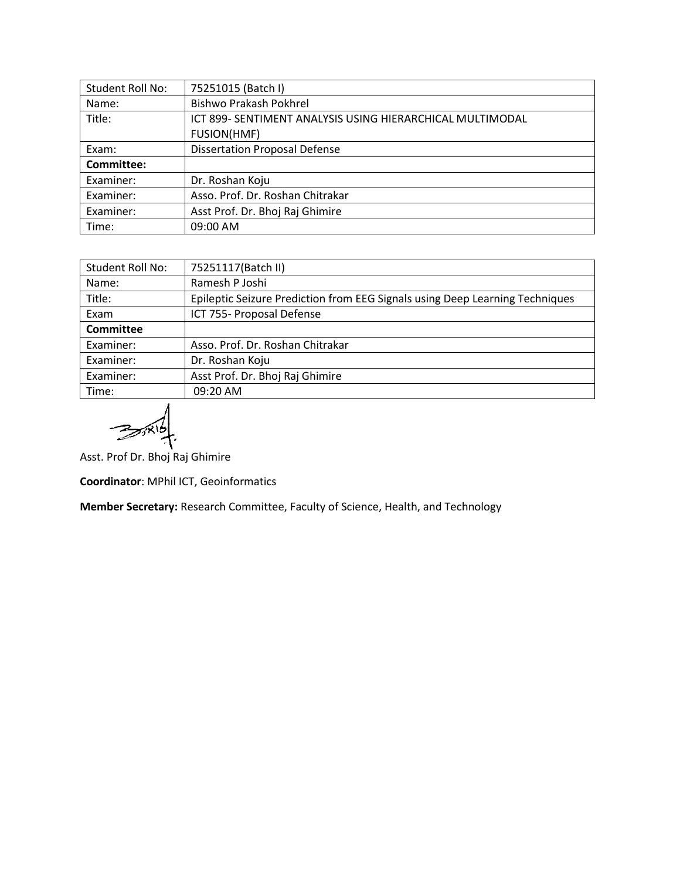| | |
|---|---|
| Student Roll No: | 75251015 (Batch I) |
| Name: | Bishwo Prakash Pokhrel |
| Title: | ICT 899- SENTIMENT ANALYSIS USING HIERARCHICAL MULTIMODAL FUSION(HMF) |
| Exam: | Dissertation Proposal Defense |
| **Committee:** | |
| Examiner: | Dr. Roshan Koju |
| Examiner: | Asso. Prof. Dr. Roshan Chitrakar |
| Examiner: | Asst Prof. Dr. Bhoj Raj Ghimire |
| Time: | 09:00 AM |

| | |
|---|---|
| Student Roll No: | 75251117(Batch II) |
| Name: | Ramesh P Joshi |
| Title: | Epileptic Seizure Prediction from EEG Signals using Deep Learning Techniques |
| Exam | ICT 755- Proposal Defense |
| **Committee** | |
| Examiner: | Asso. Prof. Dr. Roshan Chitrakar |
| Examiner: | Dr. Roshan Koju |
| Examiner: | Asst Prof. Dr. Bhoj Raj Ghimire |
| Time: | 09:20 AM |

Asst. Prof Dr. Bhoj Raj Ghimire

**Coordinator**: MPhil ICT, Geoinformatics

**Member Secretary:** Research Committee, Faculty of Science, Health, and Technology